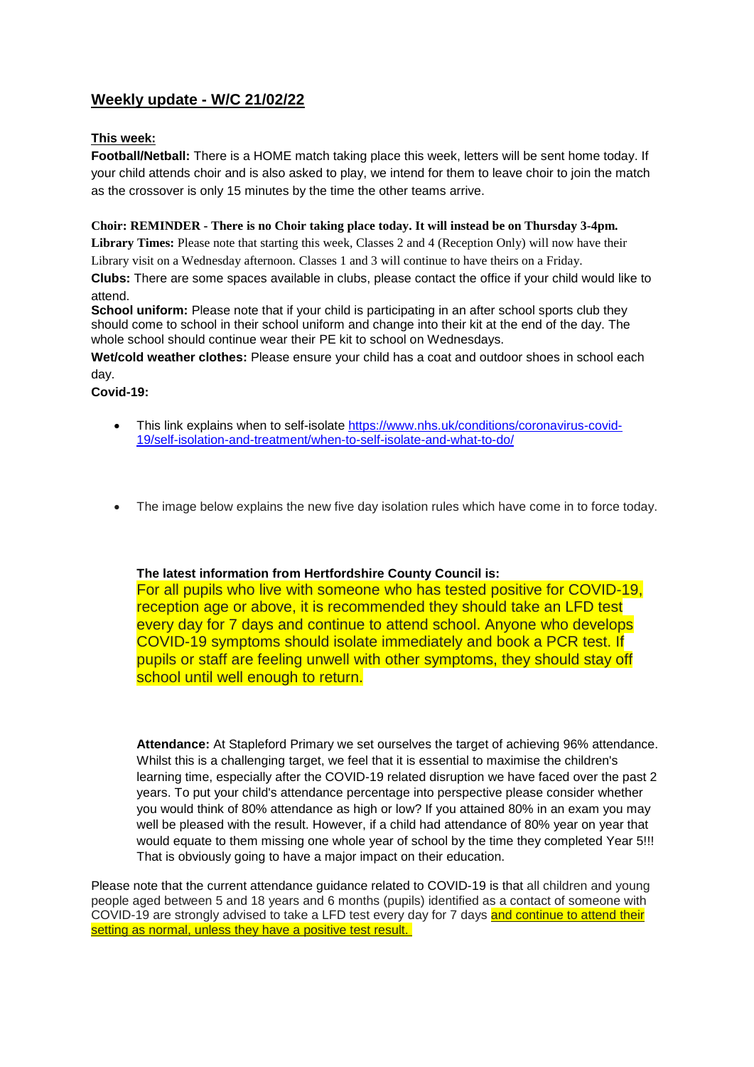## Weekly update - W/C 21/02/22

**This week:**

**Football/Netball:** There is a HOME match taking place this week, letters will be sent home today. If your child attends choir and is also asked to play, we intend for them to leave choir to join the match as the crossover is only 15 minutes by the time the other teams arrive.

**Choir: REMINDER - There is no Choir taking place today. It will instead be on Thursday 3-4pm.**

**Library Times:** Please note that starting this week, Classes 2 and 4 (Reception Only) will now have their Library visit on a Wednesday afternoon. Classes 1 and 3 will continue to have theirs on a Friday.

**Clubs:** There are some spaces available in clubs, please contact the office if your child would like to attend.

**School uniform:** Please note that if your child is participating in an after school sports club they should come to school in their school uniform and change into their kit at the end of the day. The whole school should continue wear their PE kit to school on Wednesdays.

**Wet/cold weather clothes:** Please ensure your child has a coat and outdoor shoes in school each day.

**Covid-19:**

- This link explains when to self-isolate https://www.nhs.uk/conditions/coronavirus-covid-19/self-isolation-and-treatment/when-to-self-isolate-and-what-to-do/

- The image below explains the new five day isolation rules which have come in to force today.

**The latest information from Hertfordshire County Council is:**

For all pupils who live with someone who has tested positive for COVID-19, reception age or above, it is recommended they should take an LFD test every day for 7 days and continue to attend school. Anyone who develops COVID-19 symptoms should isolate immediately and book a PCR test. If pupils or staff are feeling unwell with other symptoms, they should stay off school until well enough to return.

**Attendance:** At Stapleford Primary we set ourselves the target of achieving 96% attendance. Whilst this is a challenging target, we feel that it is essential to maximise the children's learning time, especially after the COVID-19 related disruption we have faced over the past 2 years. To put your child's attendance percentage into perspective please consider whether you would think of 80% attendance as high or low? If you attained 80% in an exam you may well be pleased with the result. However, if a child had attendance of 80% year on year that would equate to them missing one whole year of school by the time they completed Year 5!!! That is obviously going to have a major impact on their education.

Please note that the current attendance guidance related to COVID-19 is that all children and young people aged between 5 and 18 years and 6 months (pupils) identified as a contact of someone with COVID-19 are strongly advised to take a LFD test every day for 7 days and continue to attend their setting as normal, unless they have a positive test result.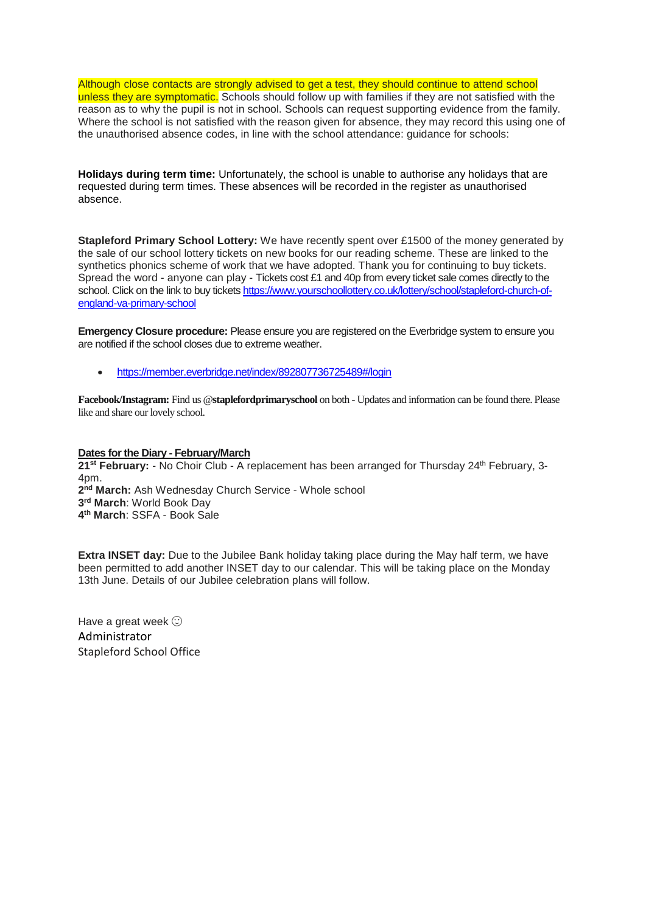Although close contacts are strongly advised to get a test, they should continue to attend school unless they are symptomatic. Schools should follow up with families if they are not satisfied with the reason as to why the pupil is not in school. Schools can request supporting evidence from the family. Where the school is not satisfied with the reason given for absence, they may record this using one of the unauthorised absence codes, in line with the school attendance: guidance for schools:

**Holidays during term time:** Unfortunately, the school is unable to authorise any holidays that are requested during term times. These absences will be recorded in the register as unauthorised absence.

**Stapleford Primary School Lottery:** We have recently spent over £1500 of the money generated by the sale of our school lottery tickets on new books for our reading scheme. These are linked to the synthetics phonics scheme of work that we have adopted. Thank you for continuing to buy tickets. Spread the word - anyone can play - Tickets cost £1 and 40p from every ticket sale comes directly to the school. Click on the link to buy tickets https://www.yourschoollottery.co.uk/lottery/school/stapleford-church-of-england-va-primary-school

**Emergency Closure procedure:** Please ensure you are registered on the Everbridge system to ensure you are notified if the school closes due to extreme weather.

- https://member.everbridge.net/index/892807736725489#/login

**Facebook/Instagram:** Find us **@staplefordprimaryschool** on both - Updates and information can be found there. Please like and share our lovely school.

**Dates for the Diary - February/March**

**21st February:** - No Choir Club - A replacement has been arranged for Thursday 24th February, 3-4pm.
**2nd March:** Ash Wednesday Church Service - Whole school
**3rd March**: World Book Day
**4th March**: SSFA - Book Sale

**Extra INSET day:** Due to the Jubilee Bank holiday taking place during the May half term, we have been permitted to add another INSET day to our calendar. This will be taking place on the Monday 13th June. Details of our Jubilee celebration plans will follow.

Have a great week ☺
Administrator
Stapleford School Office